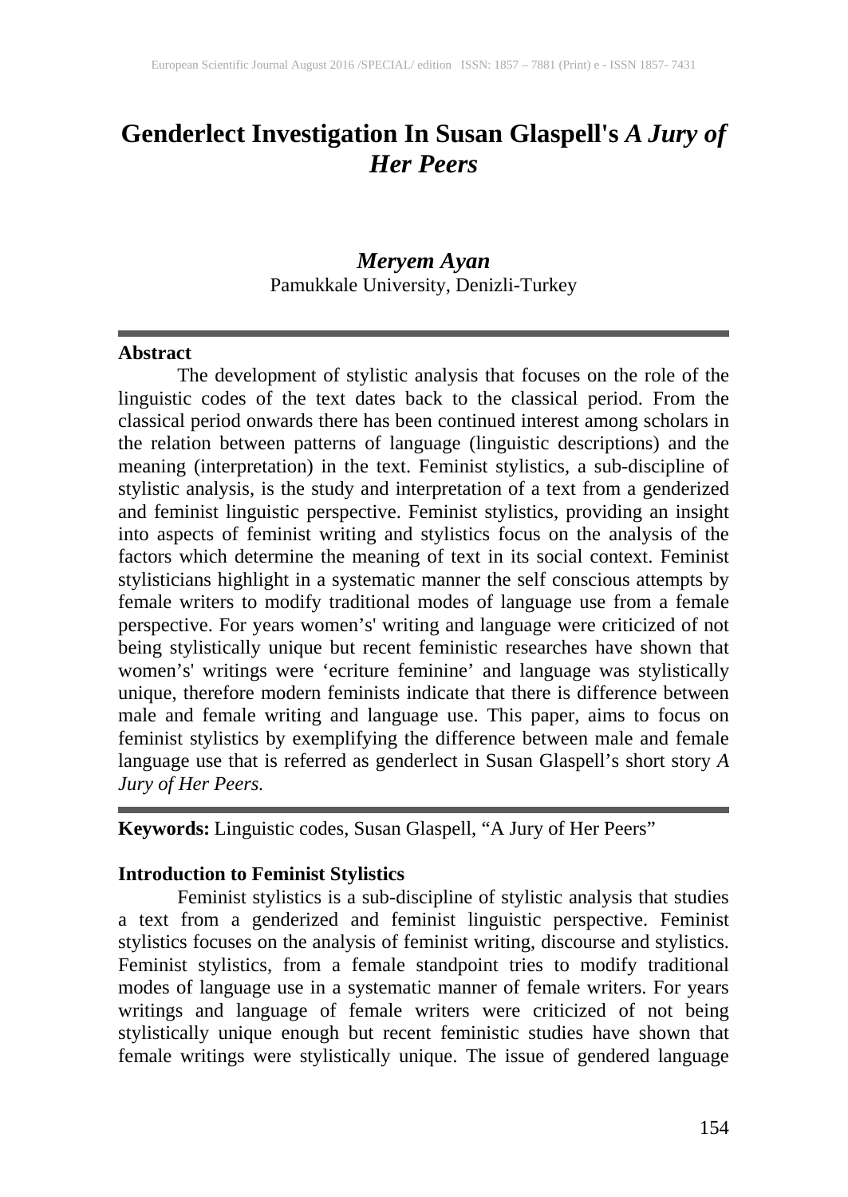# Genderlect Investigation In Susan Glaspell's *A Jury of Her Peers*

***Meryem Ayan***
Pamukkale University, Denizli-Turkey

---

**Abstract**

The development of stylistic analysis that focuses on the role of the linguistic codes of the text dates back to the classical period. From the classical period onwards there has been continued interest among scholars in the relation between patterns of language (linguistic descriptions) and the meaning (interpretation) in the text. Feminist stylistics, a sub-discipline of stylistic analysis, is the study and interpretation of a text from a genderized and feminist linguistic perspective. Feminist stylistics, providing an insight into aspects of feminist writing and stylistics focus on the analysis of the factors which determine the meaning of text in its social context. Feminist stylisticians highlight in a systematic manner the self conscious attempts by female writers to modify traditional modes of language use from a female perspective. For years women's' writing and language were criticized of not being stylistically unique but recent feministic researches have shown that women's' writings were 'ecriture feminine' and language was stylistically unique, therefore modern feminists indicate that there is difference between male and female writing and language use. This paper, aims to focus on feminist stylistics by exemplifying the difference between male and female language use that is referred as genderlect in Susan Glaspell's short story *A Jury of Her Peers.*

---

**Keywords:** Linguistic codes, Susan Glaspell, "A Jury of Her Peers"

## Introduction to Feminist Stylistics

Feminist stylistics is a sub-discipline of stylistic analysis that studies a text from a genderized and feminist linguistic perspective. Feminist stylistics focuses on the analysis of feminist writing, discourse and stylistics. Feminist stylistics, from a female standpoint tries to modify traditional modes of language use in a systematic manner of female writers. For years writings and language of female writers were criticized of not being stylistically unique enough but recent feministic studies have shown that female writings were stylistically unique. The issue of gendered language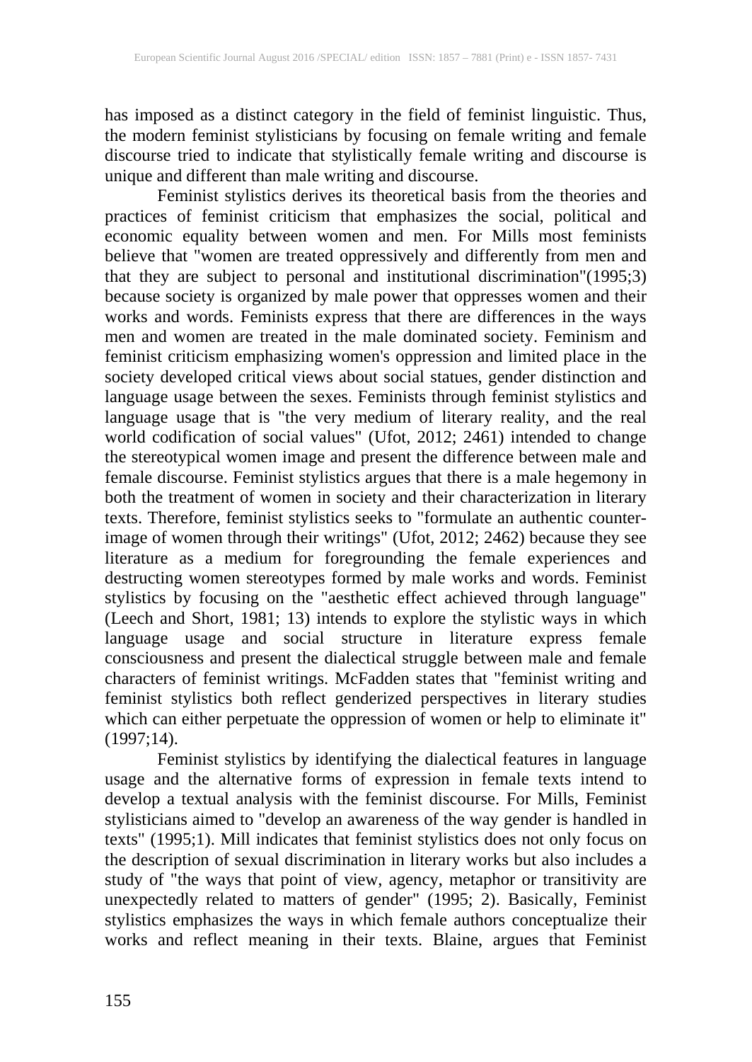has imposed as a distinct category in the field of feminist linguistic. Thus, the modern feminist stylisticians by focusing on female writing and female discourse tried to indicate that stylistically female writing and discourse is unique and different than male writing and discourse.

Feminist stylistics derives its theoretical basis from the theories and practices of feminist criticism that emphasizes the social, political and economic equality between women and men. For Mills most feminists believe that "women are treated oppressively and differently from men and that they are subject to personal and institutional discrimination"(1995;3) because society is organized by male power that oppresses women and their works and words. Feminists express that there are differences in the ways men and women are treated in the male dominated society. Feminism and feminist criticism emphasizing women's oppression and limited place in the society developed critical views about social statues, gender distinction and language usage between the sexes. Feminists through feminist stylistics and language usage that is "the very medium of literary reality, and the real world codification of social values" (Ufot, 2012; 2461) intended to change the stereotypical women image and present the difference between male and female discourse. Feminist stylistics argues that there is a male hegemony in both the treatment of women in society and their characterization in literary texts. Therefore, feminist stylistics seeks to "formulate an authentic counter-image of women through their writings" (Ufot, 2012; 2462) because they see literature as a medium for foregrounding the female experiences and destructing women stereotypes formed by male works and words. Feminist stylistics by focusing on the "aesthetic effect achieved through language" (Leech and Short, 1981; 13) intends to explore the stylistic ways in which language usage and social structure in literature express female consciousness and present the dialectical struggle between male and female characters of feminist writings. McFadden states that "feminist writing and feminist stylistics both reflect genderized perspectives in literary studies which can either perpetuate the oppression of women or help to eliminate it" (1997;14).

Feminist stylistics by identifying the dialectical features in language usage and the alternative forms of expression in female texts intend to develop a textual analysis with the feminist discourse. For Mills, Feminist stylisticians aimed to "develop an awareness of the way gender is handled in texts" (1995;1). Mill indicates that feminist stylistics does not only focus on the description of sexual discrimination in literary works but also includes a study of "the ways that point of view, agency, metaphor or transitivity are unexpectedly related to matters of gender" (1995; 2). Basically, Feminist stylistics emphasizes the ways in which female authors conceptualize their works and reflect meaning in their texts. Blaine, argues that Feminist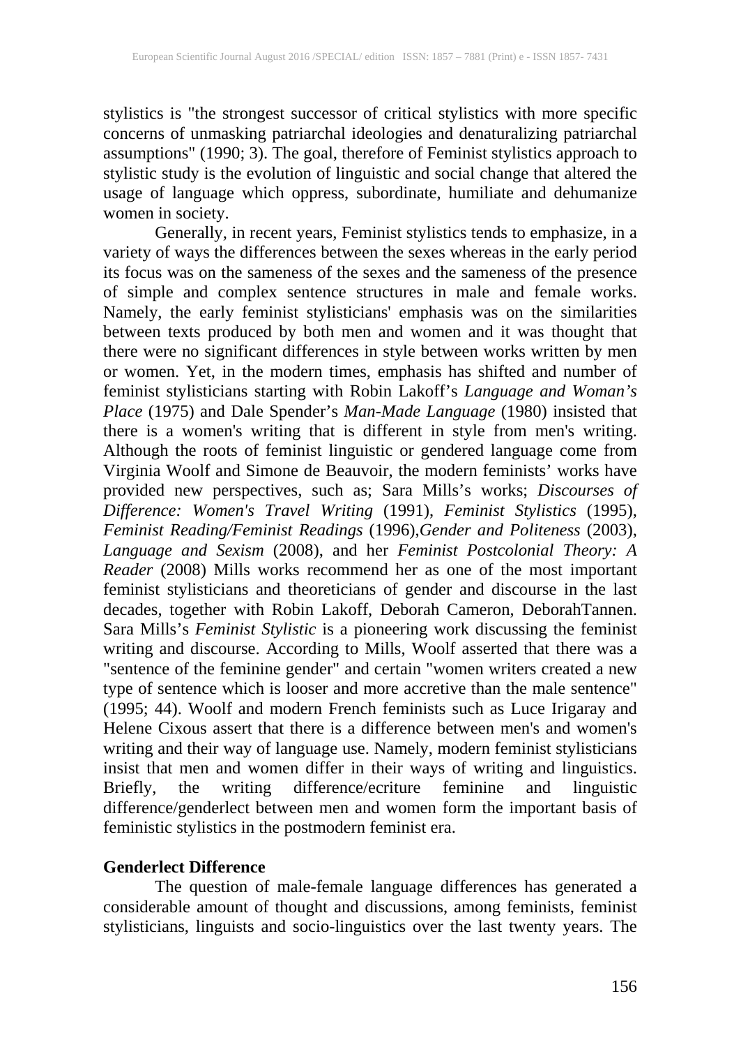stylistics is "the strongest successor of critical stylistics with more specific concerns of unmasking patriarchal ideologies and denaturalizing patriarchal assumptions" (1990; 3). The goal, therefore of Feminist stylistics approach to stylistic study is the evolution of linguistic and social change that altered the usage of language which oppress, subordinate, humiliate and dehumanize women in society.

Generally, in recent years, Feminist stylistics tends to emphasize, in a variety of ways the differences between the sexes whereas in the early period its focus was on the sameness of the sexes and the sameness of the presence of simple and complex sentence structures in male and female works. Namely, the early feminist stylisticians' emphasis was on the similarities between texts produced by both men and women and it was thought that there were no significant differences in style between works written by men or women. Yet, in the modern times, emphasis has shifted and number of feminist stylisticians starting with Robin Lakoff's *Language and Woman's Place* (1975) and Dale Spender's *Man-Made Language* (1980) insisted that there is a women's writing that is different in style from men's writing. Although the roots of feminist linguistic or gendered language come from Virginia Woolf and Simone de Beauvoir, the modern feminists' works have provided new perspectives, such as; Sara Mills's works; *Discourses of Difference: Women's Travel Writing* (1991), *Feminist Stylistics* (1995), *Feminist Reading/Feminist Readings* (1996),*Gender and Politeness* (2003), *Language and Sexism* (2008), and her *Feminist Postcolonial Theory: A Reader* (2008) Mills works recommend her as one of the most important feminist stylisticians and theoreticians of gender and discourse in the last decades, together with Robin Lakoff, Deborah Cameron, DeborahTannen. Sara Mills's *Feminist Stylistic* is a pioneering work discussing the feminist writing and discourse. According to Mills, Woolf asserted that there was a "sentence of the feminine gender" and certain "women writers created a new type of sentence which is looser and more accretive than the male sentence" (1995; 44). Woolf and modern French feminists such as Luce Irigaray and Helene Cixous assert that there is a difference between men's and women's writing and their way of language use. Namely, modern feminist stylisticians insist that men and women differ in their ways of writing and linguistics. Briefly, the writing difference/ecriture feminine and linguistic difference/genderlect between men and women form the important basis of feministic stylistics in the postmodern feminist era.

## Genderlect Difference

The question of male-female language differences has generated a considerable amount of thought and discussions, among feminists, feminist stylisticians, linguists and socio-linguistics over the last twenty years. The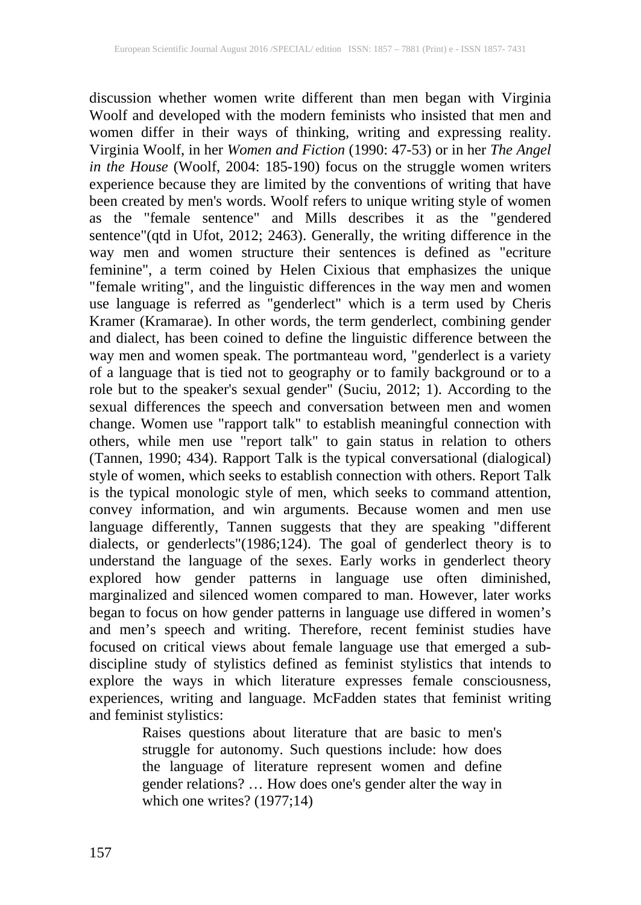discussion whether women write different than men began with Virginia Woolf and developed with the modern feminists who insisted that men and women differ in their ways of thinking, writing and expressing reality. Virginia Woolf, in her *Women and Fiction* (1990: 47-53) or in her *The Angel in the House* (Woolf, 2004: 185-190) focus on the struggle women writers experience because they are limited by the conventions of writing that have been created by men's words. Woolf refers to unique writing style of women as the "female sentence" and Mills describes it as the "gendered sentence"(qtd in Ufot, 2012; 2463). Generally, the writing difference in the way men and women structure their sentences is defined as "ecriture feminine", a term coined by Helen Cixious that emphasizes the unique "female writing", and the linguistic differences in the way men and women use language is referred as "genderlect" which is a term used by Cheris Kramer (Kramarae). In other words, the term genderlect, combining gender and dialect, has been coined to define the linguistic difference between the way men and women speak. The portmanteau word, "genderlect is a variety of a language that is tied not to geography or to family background or to a role but to the speaker's sexual gender" (Suciu, 2012; 1). According to the sexual differences the speech and conversation between men and women change. Women use "rapport talk" to establish meaningful connection with others, while men use "report talk" to gain status in relation to others (Tannen, 1990; 434). Rapport Talk is the typical conversational (dialogical) style of women, which seeks to establish connection with others. Report Talk is the typical monologic style of men, which seeks to command attention, convey information, and win arguments. Because women and men use language differently, Tannen suggests that they are speaking "different dialects, or genderlects"(1986;124). The goal of genderlect theory is to understand the language of the sexes. Early works in genderlect theory explored how gender patterns in language use often diminished, marginalized and silenced women compared to man. However, later works began to focus on how gender patterns in language use differed in women's and men's speech and writing. Therefore, recent feminist studies have focused on critical views about female language use that emerged a sub-discipline study of stylistics defined as feminist stylistics that intends to explore the ways in which literature expresses female consciousness, experiences, writing and language. McFadden states that feminist writing and feminist stylistics:

> Raises questions about literature that are basic to men's struggle for autonomy. Such questions include: how does the language of literature represent women and define gender relations? … How does one's gender alter the way in which one writes? (1977;14)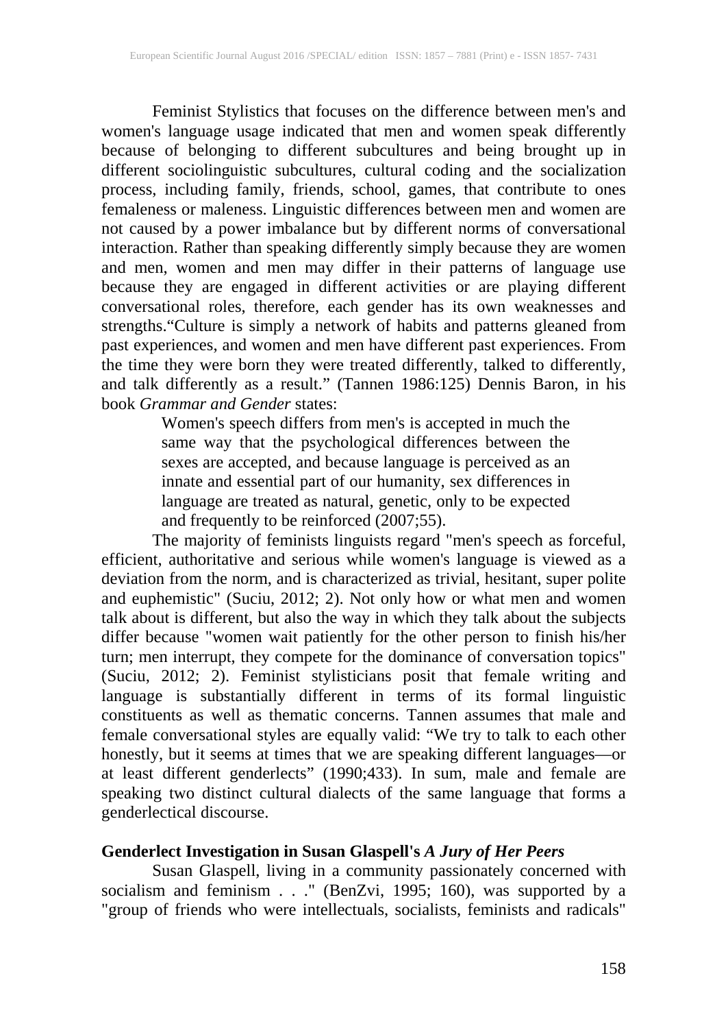Feminist Stylistics that focuses on the difference between men's and women's language usage indicated that men and women speak differently because of belonging to different subcultures and being brought up in different sociolinguistic subcultures, cultural coding and the socialization process, including family, friends, school, games, that contribute to ones femaleness or maleness. Linguistic differences between men and women are not caused by a power imbalance but by different norms of conversational interaction. Rather than speaking differently simply because they are women and men, women and men may differ in their patterns of language use because they are engaged in different activities or are playing different conversational roles, therefore, each gender has its own weaknesses and strengths."Culture is simply a network of habits and patterns gleaned from past experiences, and women and men have different past experiences. From the time they were born they were treated differently, talked to differently, and talk differently as a result." (Tannen 1986:125) Dennis Baron, in his book *Grammar and Gender* states:

> Women's speech differs from men's is accepted in much the same way that the psychological differences between the sexes are accepted, and because language is perceived as an innate and essential part of our humanity, sex differences in language are treated as natural, genetic, only to be expected and frequently to be reinforced (2007;55).

The majority of feminists linguists regard "men's speech as forceful, efficient, authoritative and serious while women's language is viewed as a deviation from the norm, and is characterized as trivial, hesitant, super polite and euphemistic" (Suciu, 2012; 2). Not only how or what men and women talk about is different, but also the way in which they talk about the subjects differ because "women wait patiently for the other person to finish his/her turn; men interrupt, they compete for the dominance of conversation topics" (Suciu, 2012; 2). Feminist stylisticians posit that female writing and language is substantially different in terms of its formal linguistic constituents as well as thematic concerns. Tannen assumes that male and female conversational styles are equally valid: "We try to talk to each other honestly, but it seems at times that we are speaking different languages—or at least different genderlects" (1990;433). In sum, male and female are speaking two distinct cultural dialects of the same language that forms a genderlectical discourse.

## Genderlect Investigation in Susan Glaspell's *A Jury of Her Peers*

Susan Glaspell, living in a community passionately concerned with socialism and feminism . . ." (BenZvi, 1995; 160), was supported by a "group of friends who were intellectuals, socialists, feminists and radicals"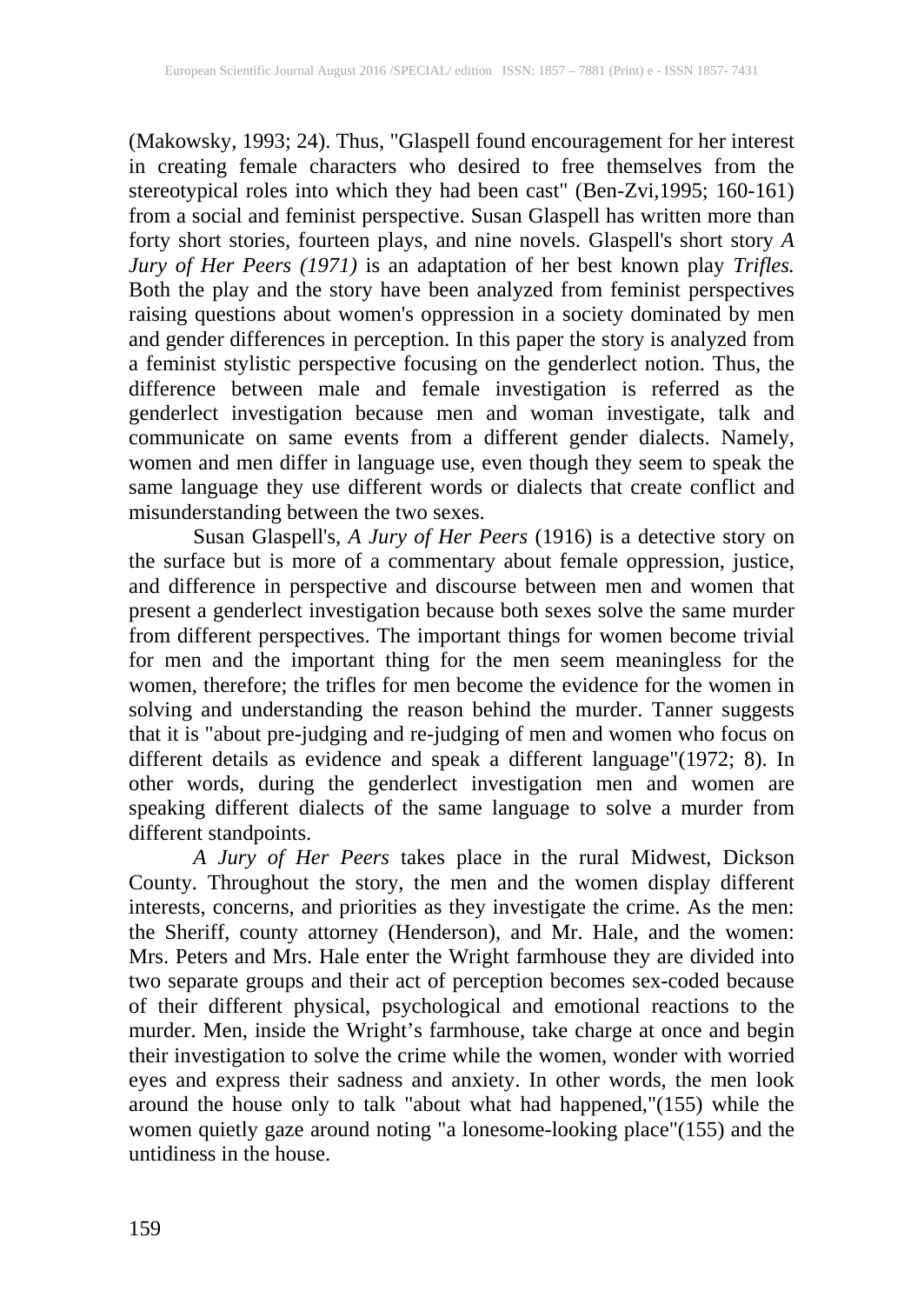(Makowsky, 1993; 24). Thus, "Glaspell found encouragement for her interest in creating female characters who desired to free themselves from the stereotypical roles into which they had been cast" (Ben-Zvi,1995; 160-161) from a social and feminist perspective. Susan Glaspell has written more than forty short stories, fourteen plays, and nine novels. Glaspell's short story *A Jury of Her Peers (1971)* is an adaptation of her best known play *Trifles.* Both the play and the story have been analyzed from feminist perspectives raising questions about women's oppression in a society dominated by men and gender differences in perception. In this paper the story is analyzed from a feminist stylistic perspective focusing on the genderlect notion. Thus, the difference between male and female investigation is referred as the genderlect investigation because men and woman investigate, talk and communicate on same events from a different gender dialects. Namely, women and men differ in language use, even though they seem to speak the same language they use different words or dialects that create conflict and misunderstanding between the two sexes.

Susan Glaspell's, *A Jury of Her Peers* (1916) is a detective story on the surface but is more of a commentary about female oppression, justice, and difference in perspective and discourse between men and women that present a genderlect investigation because both sexes solve the same murder from different perspectives. The important things for women become trivial for men and the important thing for the men seem meaningless for the women, therefore; the trifles for men become the evidence for the women in solving and understanding the reason behind the murder. Tanner suggests that it is "about pre-judging and re-judging of men and women who focus on different details as evidence and speak a different language"(1972; 8). In other words, during the genderlect investigation men and women are speaking different dialects of the same language to solve a murder from different standpoints.

*A Jury of Her Peers* takes place in the rural Midwest, Dickson County. Throughout the story, the men and the women display different interests, concerns, and priorities as they investigate the crime. As the men: the Sheriff, county attorney (Henderson), and Mr. Hale, and the women: Mrs. Peters and Mrs. Hale enter the Wright farmhouse they are divided into two separate groups and their act of perception becomes sex-coded because of their different physical, psychological and emotional reactions to the murder. Men, inside the Wright's farmhouse, take charge at once and begin their investigation to solve the crime while the women, wonder with worried eyes and express their sadness and anxiety. In other words, the men look around the house only to talk "about what had happened,"(155) while the women quietly gaze around noting "a lonesome-looking place"(155) and the untidiness in the house.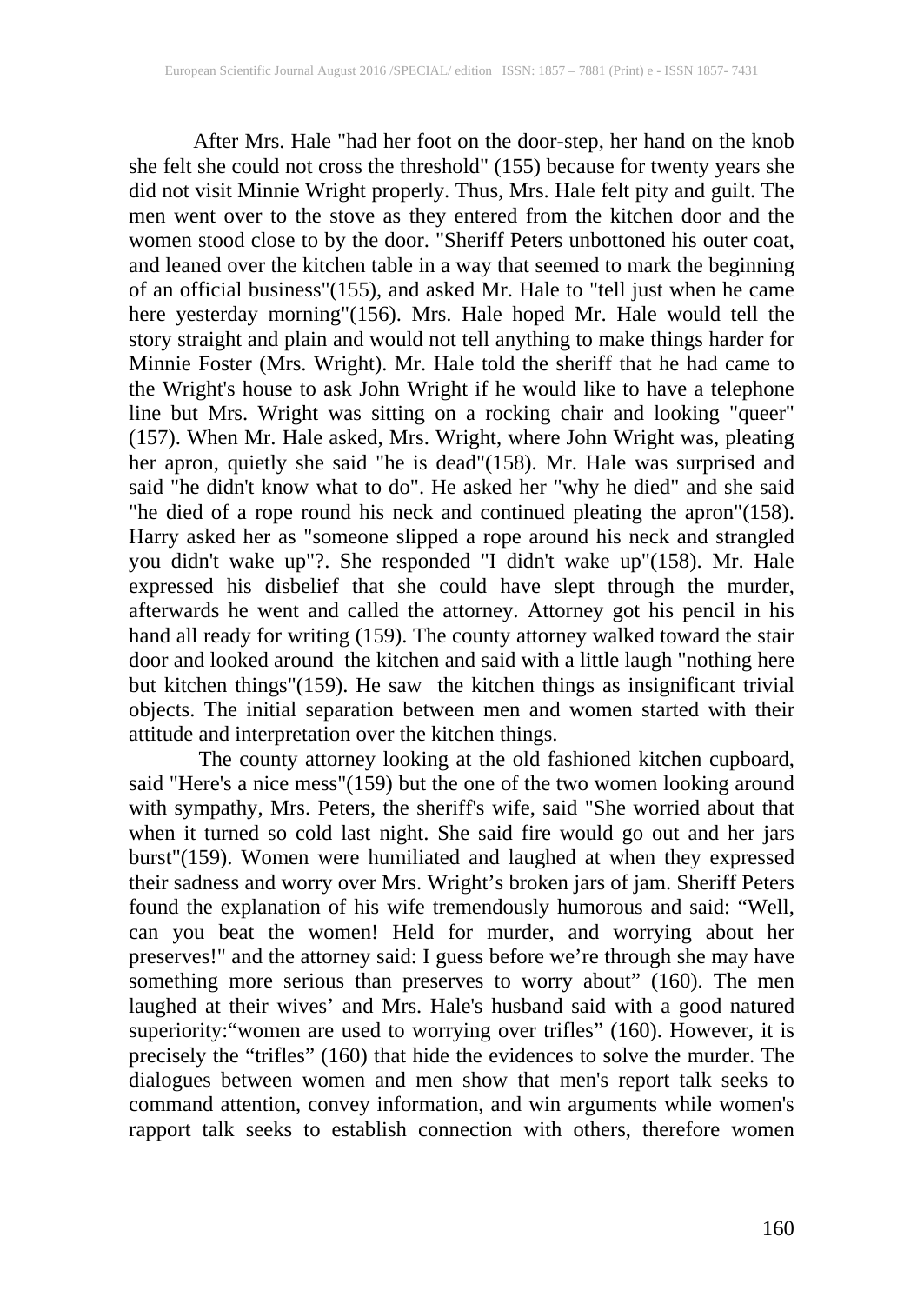After Mrs. Hale "had her foot on the door-step, her hand on the knob she felt she could not cross the threshold" (155) because for twenty years she did not visit Minnie Wright properly. Thus, Mrs. Hale felt pity and guilt. The men went over to the stove as they entered from the kitchen door and the women stood close to by the door. "Sheriff Peters unbottoned his outer coat, and leaned over the kitchen table in a way that seemed to mark the beginning of an official business"(155), and asked Mr. Hale to "tell just when he came here yesterday morning"(156). Mrs. Hale hoped Mr. Hale would tell the story straight and plain and would not tell anything to make things harder for Minnie Foster (Mrs. Wright). Mr. Hale told the sheriff that he had came to the Wright's house to ask John Wright if he would like to have a telephone line but Mrs. Wright was sitting on a rocking chair and looking "queer" (157). When Mr. Hale asked, Mrs. Wright, where John Wright was, pleating her apron, quietly she said "he is dead"(158). Mr. Hale was surprised and said "he didn't know what to do". He asked her "why he died" and she said "he died of a rope round his neck and continued pleating the apron"(158). Harry asked her as "someone slipped a rope around his neck and strangled you didn't wake up"?. She responded "I didn't wake up"(158). Mr. Hale expressed his disbelief that she could have slept through the murder, afterwards he went and called the attorney. Attorney got his pencil in his hand all ready for writing (159). The county attorney walked toward the stair door and looked around the kitchen and said with a little laugh "nothing here but kitchen things"(159). He saw the kitchen things as insignificant trivial objects. The initial separation between men and women started with their attitude and interpretation over the kitchen things.

The county attorney looking at the old fashioned kitchen cupboard, said "Here's a nice mess"(159) but the one of the two women looking around with sympathy, Mrs. Peters, the sheriff's wife, said "She worried about that when it turned so cold last night. She said fire would go out and her jars burst"(159). Women were humiliated and laughed at when they expressed their sadness and worry over Mrs. Wright's broken jars of jam. Sheriff Peters found the explanation of his wife tremendously humorous and said: "Well, can you beat the women! Held for murder, and worrying about her preserves!" and the attorney said: I guess before we're through she may have something more serious than preserves to worry about" (160). The men laughed at their wives' and Mrs. Hale's husband said with a good natured superiority:"women are used to worrying over trifles" (160). However, it is precisely the "trifles" (160) that hide the evidences to solve the murder. The dialogues between women and men show that men's report talk seeks to command attention, convey information, and win arguments while women's rapport talk seeks to establish connection with others, therefore women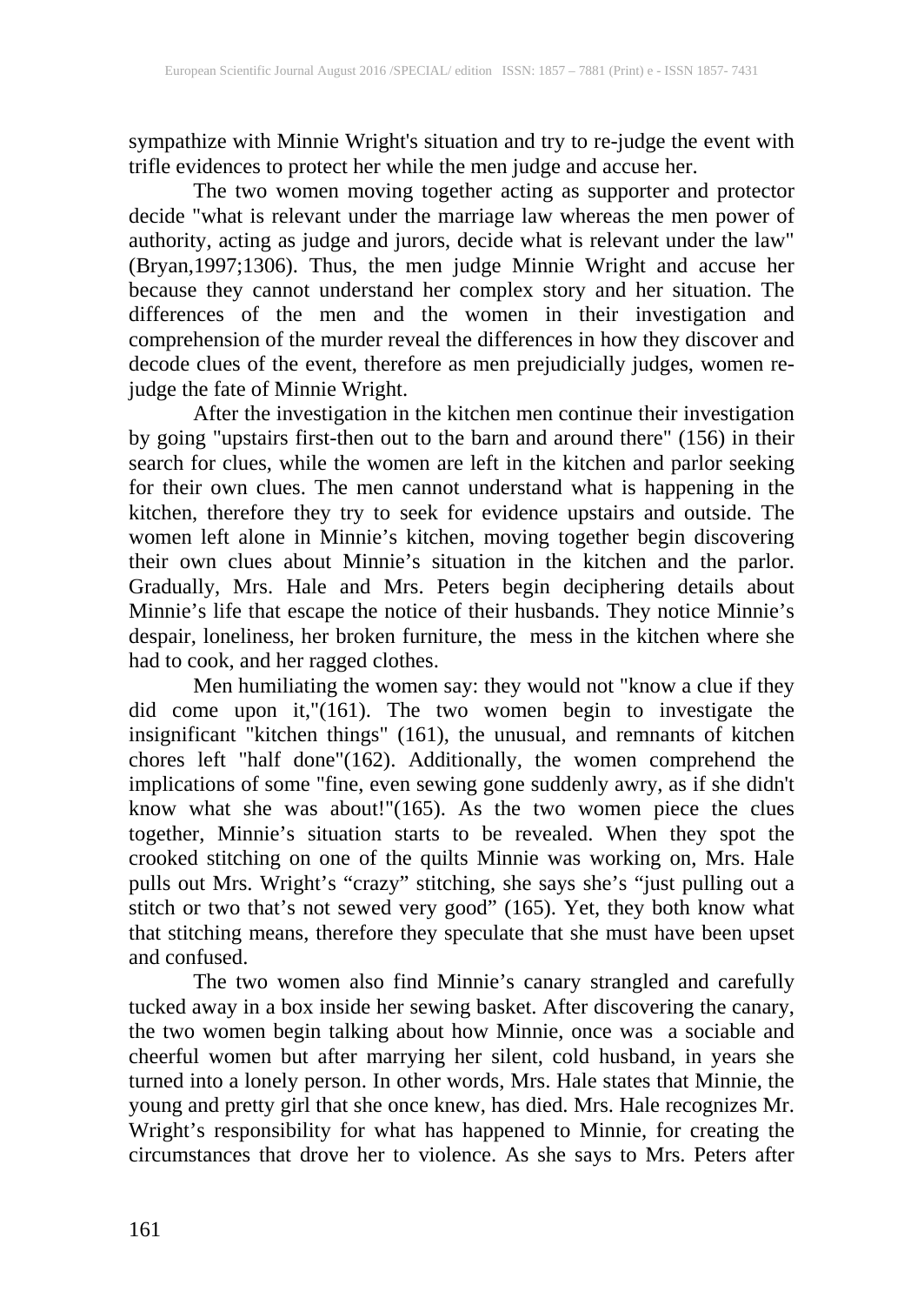sympathize with Minnie Wright's situation and try to re-judge the event with trifle evidences to protect her while the men judge and accuse her.

The two women moving together acting as supporter and protector decide "what is relevant under the marriage law whereas the men power of authority, acting as judge and jurors, decide what is relevant under the law" (Bryan,1997;1306). Thus, the men judge Minnie Wright and accuse her because they cannot understand her complex story and her situation. The differences of the men and the women in their investigation and comprehension of the murder reveal the differences in how they discover and decode clues of the event, therefore as men prejudicially judges, women re-judge the fate of Minnie Wright.

After the investigation in the kitchen men continue their investigation by going "upstairs first-then out to the barn and around there" (156) in their search for clues, while the women are left in the kitchen and parlor seeking for their own clues. The men cannot understand what is happening in the kitchen, therefore they try to seek for evidence upstairs and outside. The women left alone in Minnie's kitchen, moving together begin discovering their own clues about Minnie's situation in the kitchen and the parlor. Gradually, Mrs. Hale and Mrs. Peters begin deciphering details about Minnie's life that escape the notice of their husbands. They notice Minnie's despair, loneliness, her broken furniture, the mess in the kitchen where she had to cook, and her ragged clothes.

Men humiliating the women say: they would not "know a clue if they did come upon it,"(161). The two women begin to investigate the insignificant "kitchen things" (161), the unusual, and remnants of kitchen chores left "half done"(162). Additionally, the women comprehend the implications of some "fine, even sewing gone suddenly awry, as if she didn't know what she was about!"(165). As the two women piece the clues together, Minnie's situation starts to be revealed. When they spot the crooked stitching on one of the quilts Minnie was working on, Mrs. Hale pulls out Mrs. Wright's "crazy" stitching, she says she's "just pulling out a stitch or two that's not sewed very good" (165). Yet, they both know what that stitching means, therefore they speculate that she must have been upset and confused.

The two women also find Minnie's canary strangled and carefully tucked away in a box inside her sewing basket. After discovering the canary, the two women begin talking about how Minnie, once was a sociable and cheerful women but after marrying her silent, cold husband, in years she turned into a lonely person. In other words, Mrs. Hale states that Minnie, the young and pretty girl that she once knew, has died. Mrs. Hale recognizes Mr. Wright's responsibility for what has happened to Minnie, for creating the circumstances that drove her to violence. As she says to Mrs. Peters after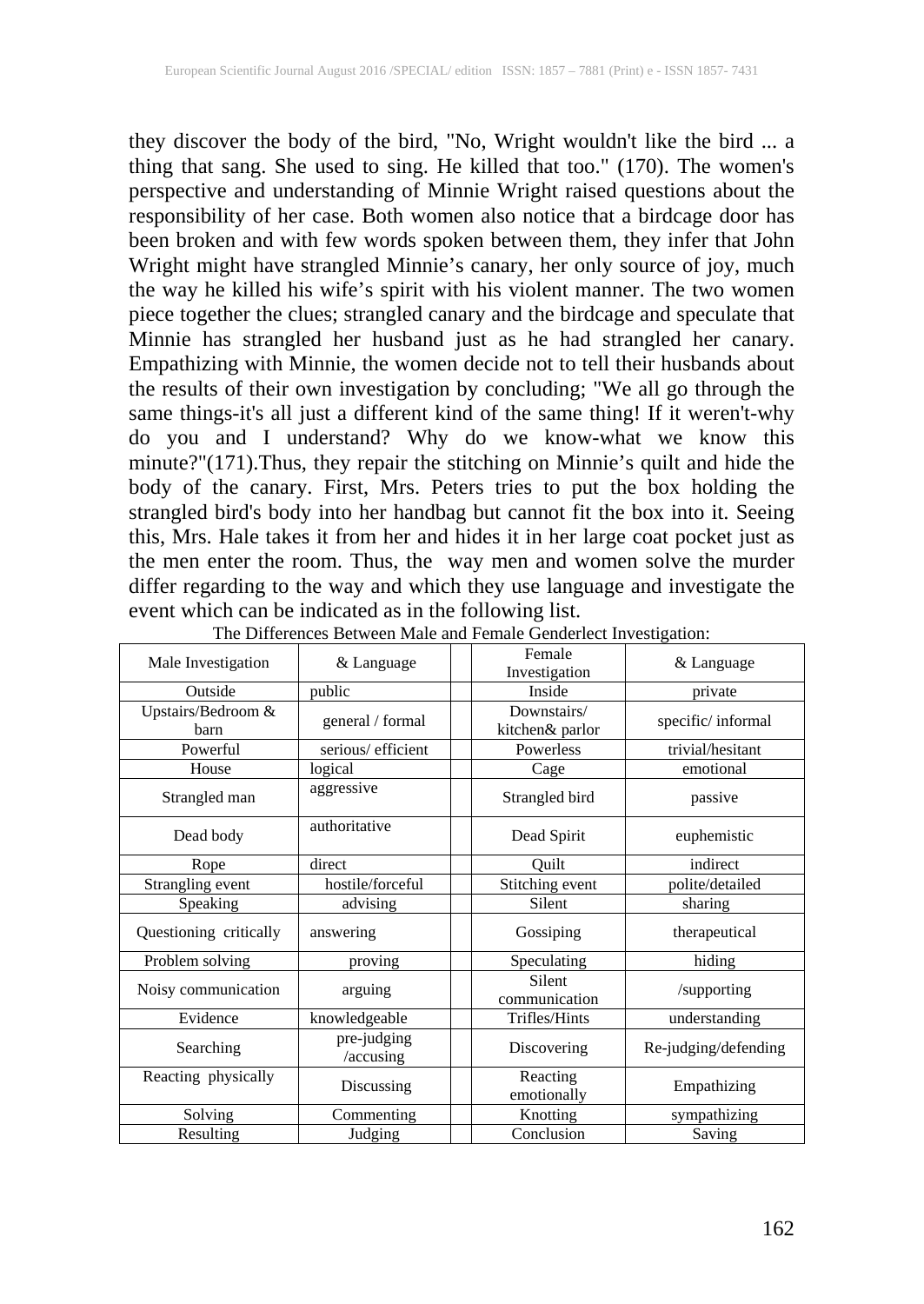they discover the body of the bird, "No, Wright wouldn't like the bird ... a thing that sang. She used to sing. He killed that too." (170). The women's perspective and understanding of Minnie Wright raised questions about the responsibility of her case. Both women also notice that a birdcage door has been broken and with few words spoken between them, they infer that John Wright might have strangled Minnie's canary, her only source of joy, much the way he killed his wife's spirit with his violent manner. The two women piece together the clues; strangled canary and the birdcage and speculate that Minnie has strangled her husband just as he had strangled her canary. Empathizing with Minnie, the women decide not to tell their husbands about the results of their own investigation by concluding; "We all go through the same things-it's all just a different kind of the same thing! If it weren't-why do you and I understand? Why do we know-what we know this minute?"(171).Thus, they repair the stitching on Minnie's quilt and hide the body of the canary. First, Mrs. Peters tries to put the box holding the strangled bird's body into her handbag but cannot fit the box into it. Seeing this, Mrs. Hale takes it from her and hides it in her large coat pocket just as the men enter the room. Thus, the way men and women solve the murder differ regarding to the way and which they use language and investigate the event which can be indicated as in the following list.

The Differences Between Male and Female Genderlect Investigation:

| Male Investigation | & Language | | Female Investigation | & Language |
|---|---|---|---|---|
| Outside | public | | Inside | private |
| Upstairs/Bedroom & barn | general / formal | | Downstairs/ kitchen& parlor | specific/ informal |
| Powerful | serious/ efficient | | Powerless | trivial/hesitant |
| House | logical | | Cage | emotional |
| Strangled man | aggressive | | Strangled bird | passive |
| Dead body | authoritative | | Dead Spirit | euphemistic |
| Rope | direct | | Quilt | indirect |
| Strangling event | hostile/forceful | | Stitching event | polite/detailed |
| Speaking | advising | | Silent | sharing |
| Questioning critically | answering | | Gossiping | therapeutical |
| Problem solving | proving | | Speculating | hiding |
| Noisy communication | arguing | | Silent communication | /supporting |
| Evidence | knowledgeable | | Trifles/Hints | understanding |
| Searching | pre-judging /accusing | | Discovering | Re-judging/defending |
| Reacting physically | Discussing | | Reacting emotionally | Empathizing |
| Solving | Commenting | | Knotting | sympathizing |
| Resulting | Judging | | Conclusion | Saving |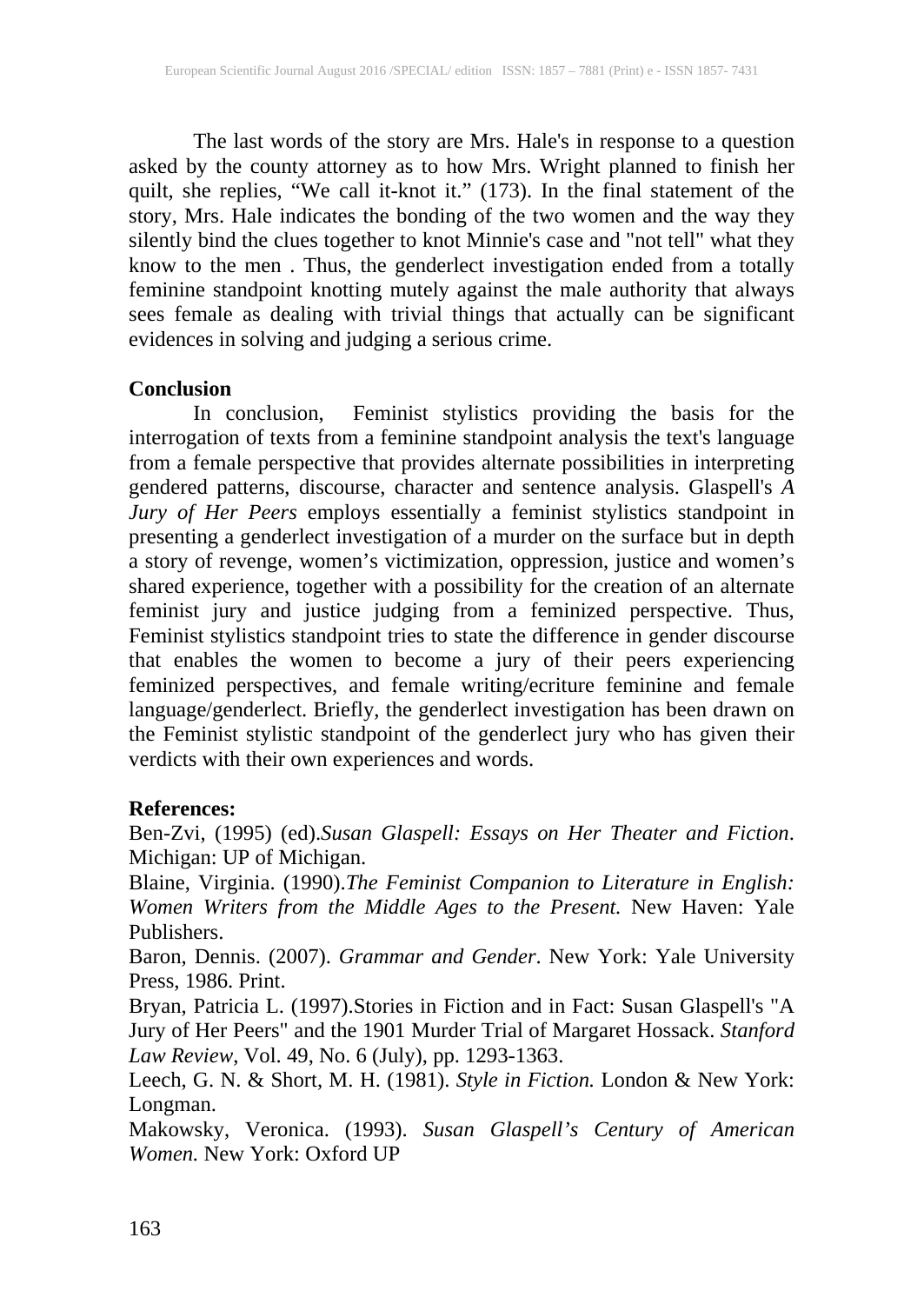The last words of the story are Mrs. Hale's in response to a question asked by the county attorney as to how Mrs. Wright planned to finish her quilt, she replies, "We call it-knot it." (173). In the final statement of the story, Mrs. Hale indicates the bonding of the two women and the way they silently bind the clues together to knot Minnie's case and "not tell" what they know to the men . Thus, the genderlect investigation ended from a totally feminine standpoint knotting mutely against the male authority that always sees female as dealing with trivial things that actually can be significant evidences in solving and judging a serious crime.

## Conclusion

In conclusion, Feminist stylistics providing the basis for the interrogation of texts from a feminine standpoint analysis the text's language from a female perspective that provides alternate possibilities in interpreting gendered patterns, discourse, character and sentence analysis. Glaspell's *A Jury of Her Peers* employs essentially a feminist stylistics standpoint in presenting a genderlect investigation of a murder on the surface but in depth a story of revenge, women's victimization, oppression, justice and women's shared experience, together with a possibility for the creation of an alternate feminist jury and justice judging from a feminized perspective. Thus, Feminist stylistics standpoint tries to state the difference in gender discourse that enables the women to become a jury of their peers experiencing feminized perspectives, and female writing/ecriture feminine and female language/genderlect. Briefly, the genderlect investigation has been drawn on the Feminist stylistic standpoint of the genderlect jury who has given their verdicts with their own experiences and words.

## References:

Ben-Zvi, (1995) (ed).*Susan Glaspell: Essays on Her Theater and Fiction*. Michigan: UP of Michigan.

Blaine, Virginia. (1990).*The Feminist Companion to Literature in English: Women Writers from the Middle Ages to the Present.* New Haven: Yale Publishers.

Baron, Dennis. (2007). *Grammar and Gender*. New York: Yale University Press, 1986. Print.

Bryan, Patricia L. (1997).Stories in Fiction and in Fact: Susan Glaspell's "A Jury of Her Peers" and the 1901 Murder Trial of Margaret Hossack. *Stanford Law Review*, Vol. 49, No. 6 (July), pp. 1293-1363.

Leech, G. N. & Short, M. H. (1981). *Style in Fiction.* London & New York: Longman.

Makowsky, Veronica. (1993). *Susan Glaspell's Century of American Women.* New York: Oxford UP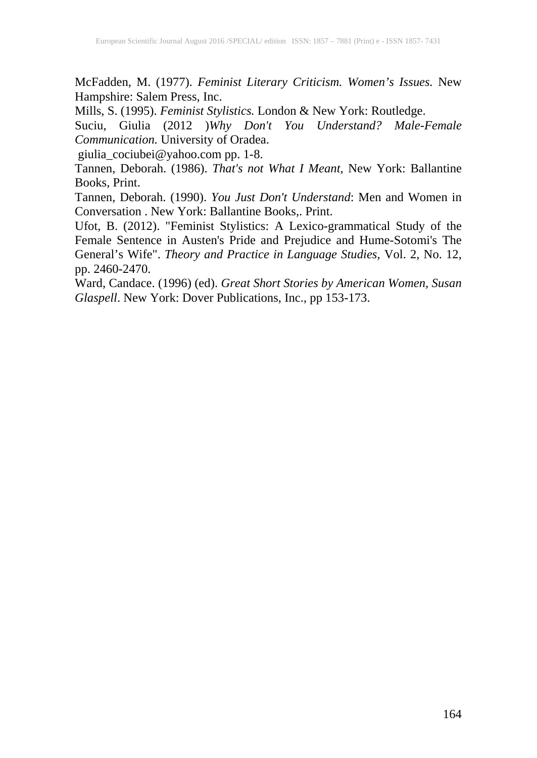McFadden, M. (1977). *Feminist Literary Criticism. Women's Issues.* New Hampshire: Salem Press, Inc.

Mills, S. (1995). *Feminist Stylistics.* London & New York: Routledge.

Suciu, Giulia (2012 )*Why Don't You Understand? Male-Female Communication.* University of Oradea.
giulia_cociubei@yahoo.com pp. 1-8.

Tannen, Deborah. (1986). *That's not What I Meant,* New York: Ballantine Books, Print.

Tannen, Deborah. (1990). *You Just Don't Understand*: Men and Women in Conversation . New York: Ballantine Books,. Print.

Ufot, B. (2012). "Feminist Stylistics: A Lexico-grammatical Study of the Female Sentence in Austen's Pride and Prejudice and Hume-Sotomi's The General's Wife". *Theory and Practice in Language Studies*, Vol. 2, No. 12, pp. 2460-2470.

Ward, Candace. (1996) (ed). *Great Short Stories by American Women, Susan Glaspell*. New York: Dover Publications, Inc., pp 153-173.